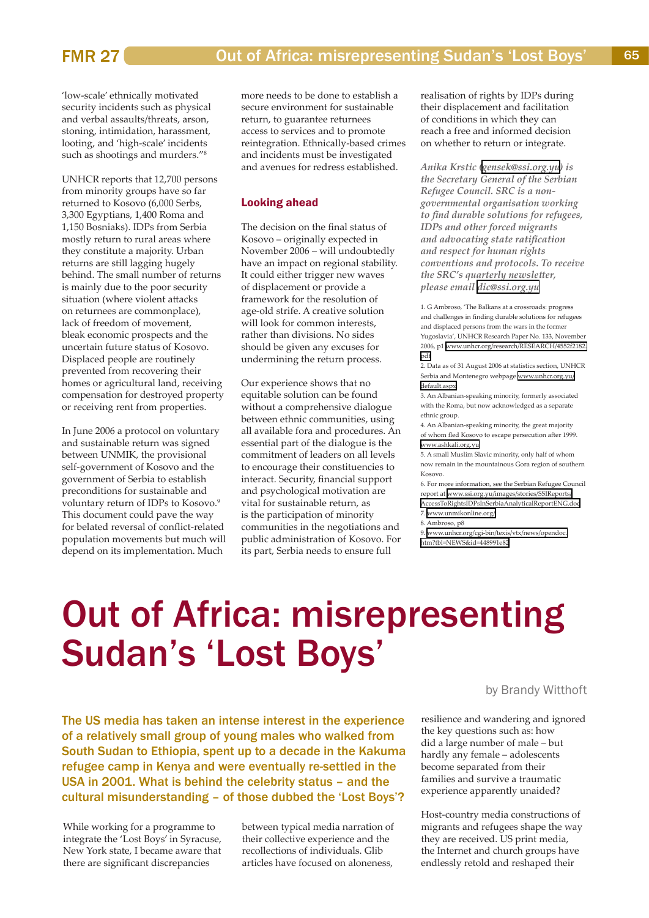'low-scale' ethnically motivated security incidents such as physical and verbal assaults/threats, arson, stoning, intimidation, harassment, looting, and 'high-scale' incidents such as shootings and murders."[8]

UNHCR reports that 12,700 persons from minority groups have so far returned to Kosovo (6,000 Serbs, 3,300 Egyptians, 1,400 Roma and 1,150 Bosniaks). IDPs from Serbia mostly return to rural areas where they constitute a majority. Urban returns are still lagging hugely behind. The small number of returns is mainly due to the poor security situation (where violent attacks on returnees are commonplace), lack of freedom of movement, bleak economic prospects and the uncertain future status of Kosovo. Displaced people are routinely prevented from recovering their homes or agricultural land, receiving compensation for destroyed property or receiving rent from properties.

In June 2006 a protocol on voluntary and sustainable return was signed between UNMIK, the provisional self-government of Kosovo and the government of Serbia to establish preconditions for sustainable and voluntary return of IDPs to Kosovo.[9] This document could pave the way for belated reversal of conflict-related population movements but much will depend on its implementation. Much more needs to be done to establish a secure environment for sustainable return, to guarantee returnees access to services and to promote reintegration. Ethnically-based crimes and incidents must be investigated and avenues for redress established.

## Looking ahead

The decision on the final status of Kosovo – originally expected in November 2006 – will undoubtedly have an impact on regional stability. It could either trigger new waves of displacement or provide a framework for the resolution of age-old strife. A creative solution will look for common interests, rather than divisions. No sides should be given any excuses for undermining the return process.

Our experience shows that no equitable solution can be found without a comprehensive dialogue between ethnic communities, using all available fora and procedures. An essential part of the dialogue is the commitment of leaders on all levels to encourage their constituencies to interact. Security, financial support and psychological motivation are vital for sustainable return, as is the participation of minority communities in the negotiations and public administration of Kosovo. For its part, Serbia needs to ensure full realisation of rights by IDPs during their displacement and facilitation of conditions in which they can reach a free and informed decision on whether to return or integrate.

*Anika Krstic (gensek@ssi.org.yu) is the Secretary General of the Serbian Refugee Council. SRC is a non-governmental organisation working to find durable solutions for refugees, IDPs and other forced migrants and advocating state ratification and respect for human rights conventions and protocols. To receive the SRC's quarterly newsletter, please email dic@ssi.org.yu*

1. G Ambroso, 'The Balkans at a crossroads: progress and challenges in finding durable solutions for refugees and displaced persons from the wars in the former Yugoslavia', UNHCR Research Paper No. 133, November 2006, p1 www.unhcr.org/research/RESEARCH/4552f2182.pdf
2. Data as of 31 August 2006 at statistics section, UNHCR Serbia and Montenegro webpage www.unhcr.org.yu/default.aspx
3. An Albanian-speaking minority, formerly associated with the Roma, but now acknowledged as a separate ethnic group.
4. An Albanian-speaking minority, the great majority of whom fled Kosovo to escape persecution after 1999. www.ashkali.org.yu
5. A small Muslim Slavic minority, only half of whom now remain in the mountainous Gora region of southern Kosovo.
6. For more information, see the Serbian Refugee Council report at www.ssi.org.yu/images/stories/SSIReports/AccessToRightsIDPsInSerbiaAnalyticalReportENG.doc
7. www.unmikonline.org/
8. Ambroso, p8
9. www.unhcr.org/cgi-bin/texis/vtx/news/opendoc.htm?tbl=NEWS&id=448991e82

# Out of Africa: misrepresenting Sudan's 'Lost Boys'

by Brandy Witthoft

**The US media has taken an intense interest in the experience of a relatively small group of young males who walked from South Sudan to Ethiopia, spent up to a decade in the Kakuma refugee camp in Kenya and were eventually re-settled in the USA in 2001. What is behind the celebrity status – and the cultural misunderstanding – of those dubbed the 'Lost Boys'?**

While working for a programme to integrate the 'Lost Boys' in Syracuse, New York state, I became aware that there are significant discrepancies between typical media narration of their collective experience and the recollections of individuals. Glib articles have focused on aloneness, resilience and wandering and ignored the key questions such as: how did a large number of male – but hardly any female – adolescents become separated from their families and survive a traumatic experience apparently unaided?

Host-country media constructions of migrants and refugees shape the way they are received. US print media, the Internet and church groups have endlessly retold and reshaped their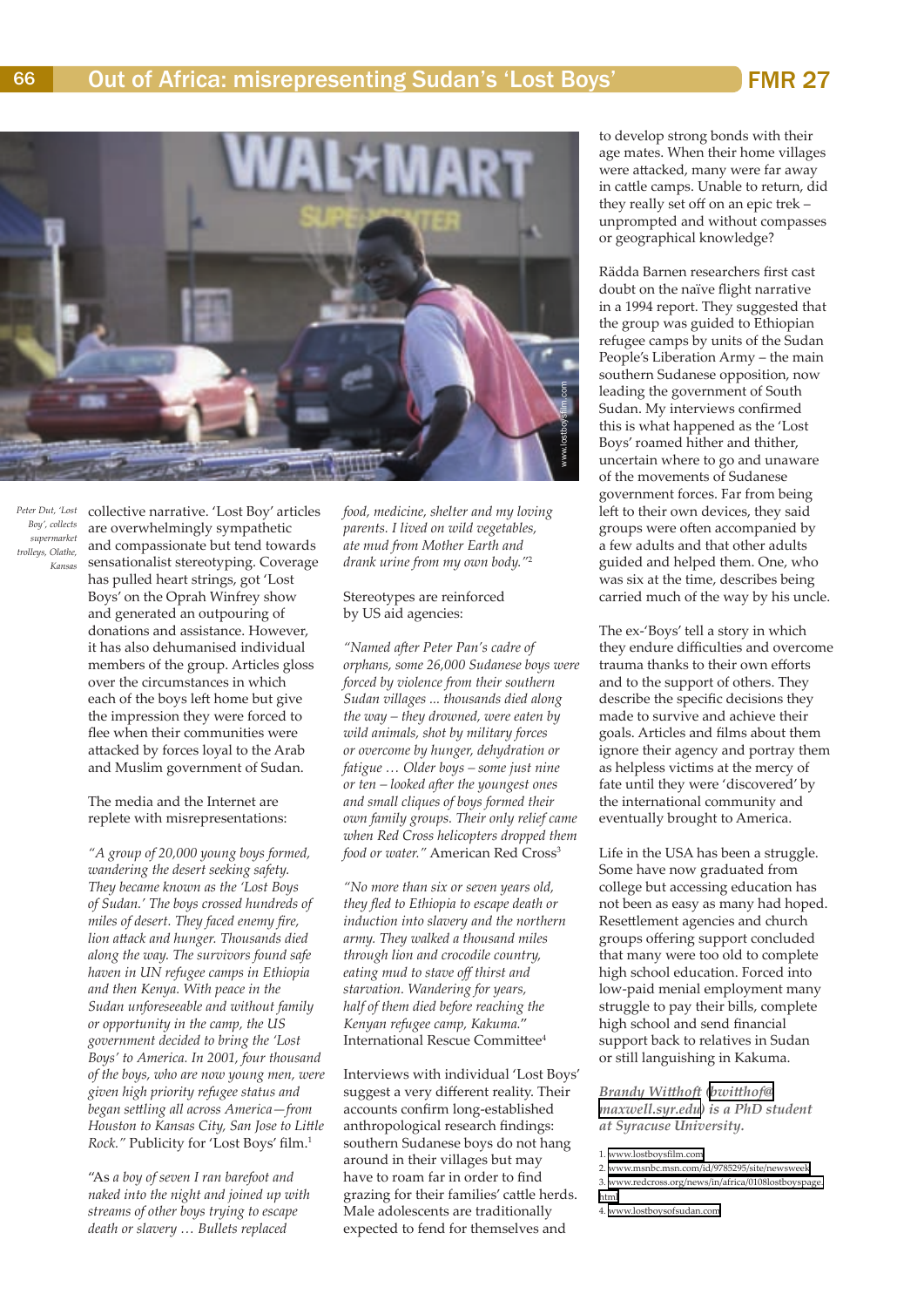Peter Dut, 'Lost Boy', collects supermarket trolleys, Olathe, Kansas

collective narrative. 'Lost Boy' articles are overwhelmingly sympathetic and compassionate but tend towards sensationalist stereotyping. Coverage has pulled heart strings, got 'Lost Boys' on the Oprah Winfrey show and generated an outpouring of donations and assistance. However, it has also dehumanised individual members of the group. Articles gloss over the circumstances in which each of the boys left home but give the impression they were forced to flee when their communities were attacked by forces loyal to the Arab and Muslim government of Sudan.

The media and the Internet are replete with misrepresentations:

*"A group of 20,000 young boys formed, wandering the desert seeking safety. They became known as the 'Lost Boys of Sudan.' The boys crossed hundreds of miles of desert. They faced enemy fire, lion attack and hunger. Thousands died along the way. The survivors found safe haven in UN refugee camps in Ethiopia and then Kenya. With peace in the Sudan unforeseeable and without family or opportunity in the camp, the US government decided to bring the 'Lost Boys' to America. In 2001, four thousand of the boys, who are now young men, were given high priority refugee status and began settling all across America—from Houston to Kansas City, San Jose to Little Rock."* Publicity for 'Lost Boys' film.[1]

"As *a boy of seven I ran barefoot and naked into the night and joined up with streams of other boys trying to escape death or slavery … Bullets replaced food, medicine, shelter and my loving parents. I lived on wild vegetables, ate mud from Mother Earth and drank urine from my own body."*[2]

Stereotypes are reinforced by US aid agencies:

*"Named after Peter Pan's cadre of orphans, some 26,000 Sudanese boys were forced by violence from their southern Sudan villages ... thousands died along the way – they drowned, were eaten by wild animals, shot by military forces or overcome by hunger, dehydration or fatigue … Older boys – some just nine or ten – looked after the youngest ones and small cliques of boys formed their own family groups. Their only relief came when Red Cross helicopters dropped them food or water."* American Red Cross[3]

*"No more than six or seven years old, they fled to Ethiopia to escape death or induction into slavery and the northern army. They walked a thousand miles through lion and crocodile country, eating mud to stave off thirst and starvation. Wandering for years, half of them died before reaching the Kenyan refugee camp, Kakuma."* International Rescue Committee[4]

Interviews with individual 'Lost Boys' suggest a very different reality. Their accounts confirm long-established anthropological research findings: southern Sudanese boys do not hang around in their villages but may have to roam far in order to find grazing for their families' cattle herds. Male adolescents are traditionally expected to fend for themselves and to develop strong bonds with their age mates. When their home villages were attacked, many were far away in cattle camps. Unable to return, did they really set off on an epic trek – unprompted and without compasses or geographical knowledge?

Rädda Barnen researchers first cast doubt on the naïve flight narrative in a 1994 report. They suggested that the group was guided to Ethiopian refugee camps by units of the Sudan People's Liberation Army – the main southern Sudanese opposition, now leading the government of South Sudan. My interviews confirmed this is what happened as the 'Lost Boys' roamed hither and thither, uncertain where to go and unaware of the movements of Sudanese government forces. Far from being left to their own devices, they said groups were often accompanied by a few adults and that other adults guided and helped them. One, who was six at the time, describes being carried much of the way by his uncle.

The ex-'Boys' tell a story in which they endure difficulties and overcome trauma thanks to their own efforts and to the support of others. They describe the specific decisions they made to survive and achieve their goals. Articles and films about them ignore their agency and portray them as helpless victims at the mercy of fate until they were 'discovered' by the international community and eventually brought to America.

Life in the USA has been a struggle. Some have now graduated from college but accessing education has not been as easy as many had hoped. Resettlement agencies and church groups offering support concluded that many were too old to complete high school education. Forced into low-paid menial employment many struggle to pay their bills, complete high school and send financial support back to relatives in Sudan or still languishing in Kakuma.

***Brandy Witthoft** (bwitthof@maxwell.syr.edu) is a PhD student at Syracuse University.*

1. www.lostboysfilm.com
2. www.msnbc.msn.com/id/9785295/site/newsweek
3. www.redcross.org/news/in/africa/0108lostboyspage.html
4. www.lostboysofsudan.com